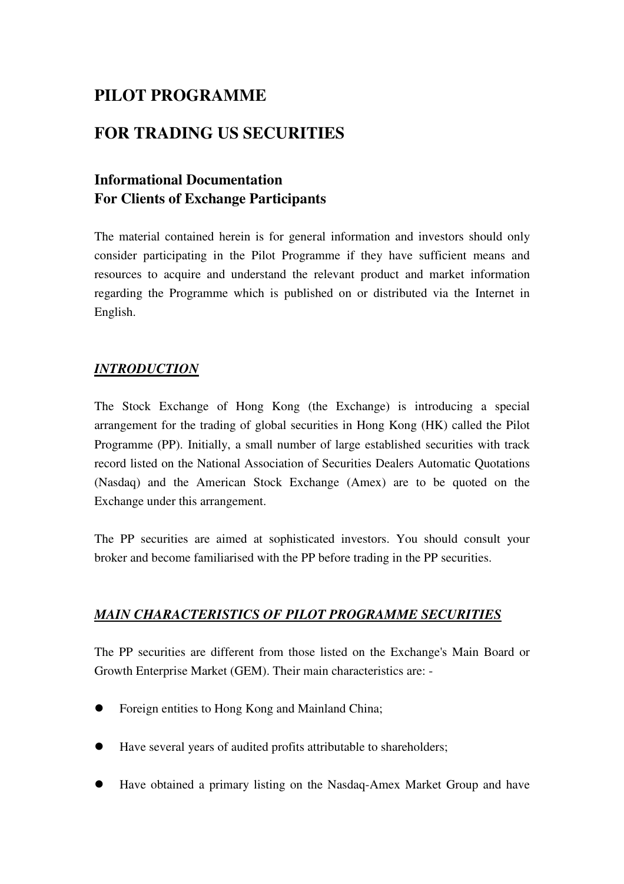# PILOT PROGRAMME

# FOR TRADING US SECURITIES

## Informational Documentation
## For Clients of Exchange Participants

The material contained herein is for general information and investors should only consider participating in the Pilot Programme if they have sufficient means and resources to acquire and understand the relevant product and market information regarding the Programme which is published on or distributed via the Internet in English.

### ***INTRODUCTION***

The Stock Exchange of Hong Kong (the Exchange) is introducing a special arrangement for the trading of global securities in Hong Kong (HK) called the Pilot Programme (PP). Initially, a small number of large established securities with track record listed on the National Association of Securities Dealers Automatic Quotations (Nasdaq) and the American Stock Exchange (Amex) are to be quoted on the Exchange under this arrangement.

The PP securities are aimed at sophisticated investors. You should consult your broker and become familiarised with the PP before trading in the PP securities.

### ***MAIN CHARACTERISTICS OF PILOT PROGRAMME SECURITIES***

The PP securities are different from those listed on the Exchange's Main Board or Growth Enterprise Market (GEM). Their main characteristics are: -

- Foreign entities to Hong Kong and Mainland China;
- Have several years of audited profits attributable to shareholders;
- Have obtained a primary listing on the Nasdaq-Amex Market Group and have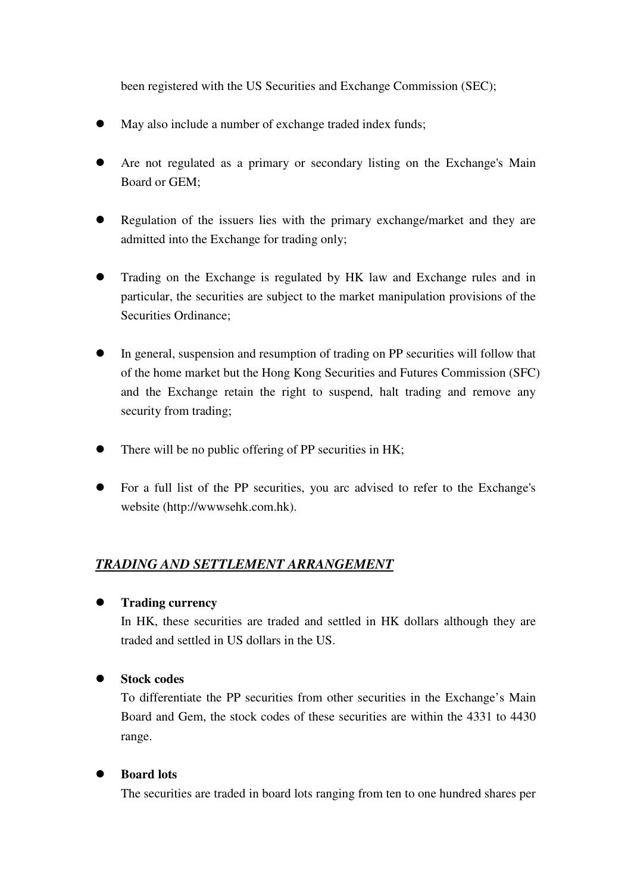been registered with the US Securities and Exchange Commission (SEC);

- May also include a number of exchange traded index funds;
- Are not regulated as a primary or secondary listing on the Exchange's Main Board or GEM;
- Regulation of the issuers lies with the primary exchange/market and they are admitted into the Exchange for trading only;
- Trading on the Exchange is regulated by HK law and Exchange rules and in particular, the securities are subject to the market manipulation provisions of the Securities Ordinance;
- In general, suspension and resumption of trading on PP securities will follow that of the home market but the Hong Kong Securities and Futures Commission (SFC) and the Exchange retain the right to suspend, halt trading and remove any security from trading;
- There will be no public offering of PP securities in HK;
- For a full list of the PP securities, you arc advised to refer to the Exchange's website (http://wwwsehk.com.hk).

## ***TRADING AND SETTLEMENT ARRANGEMENT***

- **Trading currency**
  In HK, these securities are traded and settled in HK dollars although they are traded and settled in US dollars in the US.

- **Stock codes**
  To differentiate the PP securities from other securities in the Exchange's Main Board and Gem, the stock codes of these securities are within the 4331 to 4430 range.

- **Board lots**
  The securities are traded in board lots ranging from ten to one hundred shares per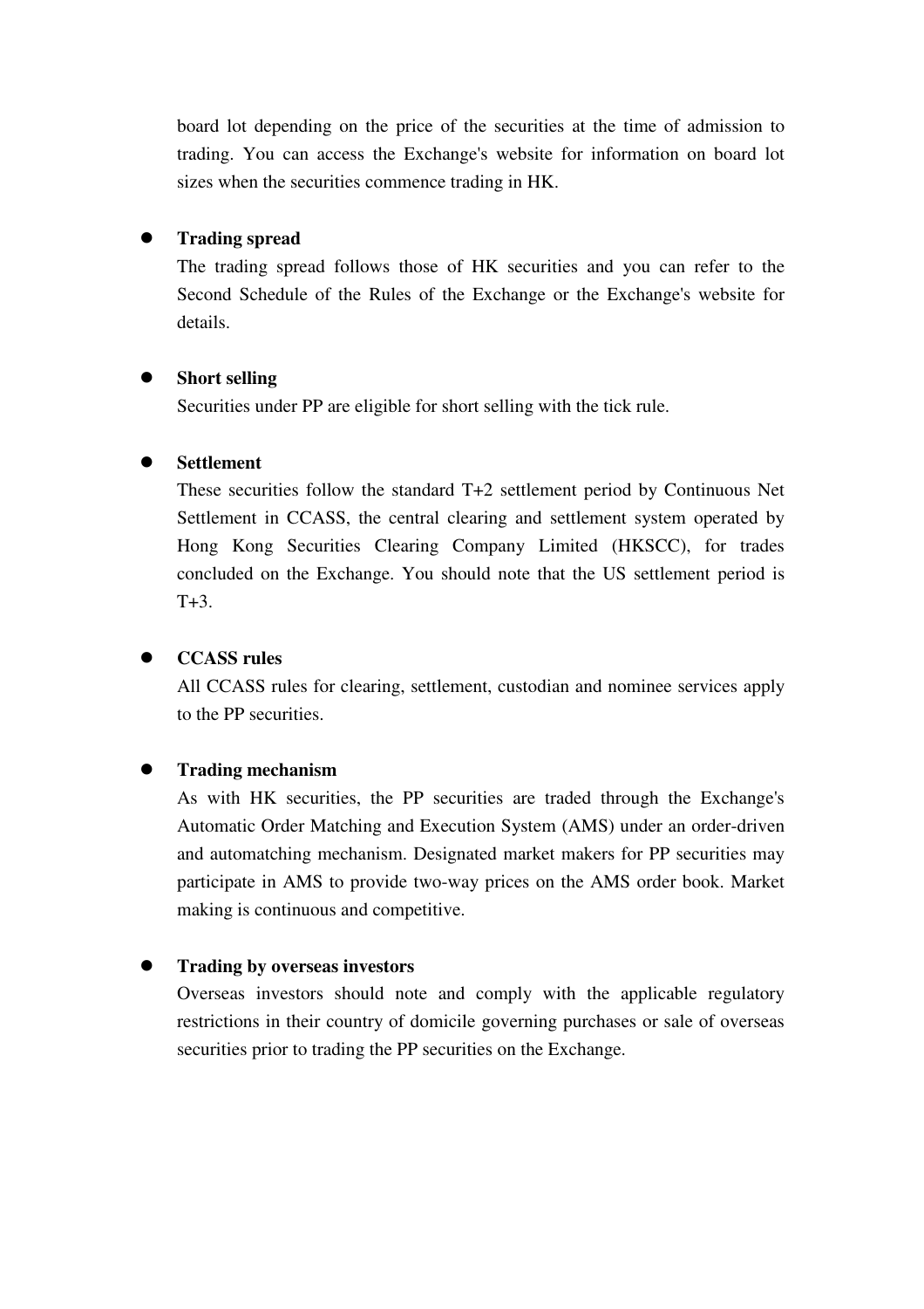board lot depending on the price of the securities at the time of admission to trading. You can access the Exchange's website for information on board lot sizes when the securities commence trading in HK.

- **Trading spread**

  The trading spread follows those of HK securities and you can refer to the Second Schedule of the Rules of the Exchange or the Exchange's website for details.

- **Short selling**

  Securities under PP are eligible for short selling with the tick rule.

- **Settlement**

  These securities follow the standard T+2 settlement period by Continuous Net Settlement in CCASS, the central clearing and settlement system operated by Hong Kong Securities Clearing Company Limited (HKSCC), for trades concluded on the Exchange. You should note that the US settlement period is T+3.

- **CCASS rules**

  All CCASS rules for clearing, settlement, custodian and nominee services apply to the PP securities.

- **Trading mechanism**

  As with HK securities, the PP securities are traded through the Exchange's Automatic Order Matching and Execution System (AMS) under an order-driven and automatching mechanism. Designated market makers for PP securities may participate in AMS to provide two-way prices on the AMS order book. Market making is continuous and competitive.

- **Trading by overseas investors**

  Overseas investors should note and comply with the applicable regulatory restrictions in their country of domicile governing purchases or sale of overseas securities prior to trading the PP securities on the Exchange.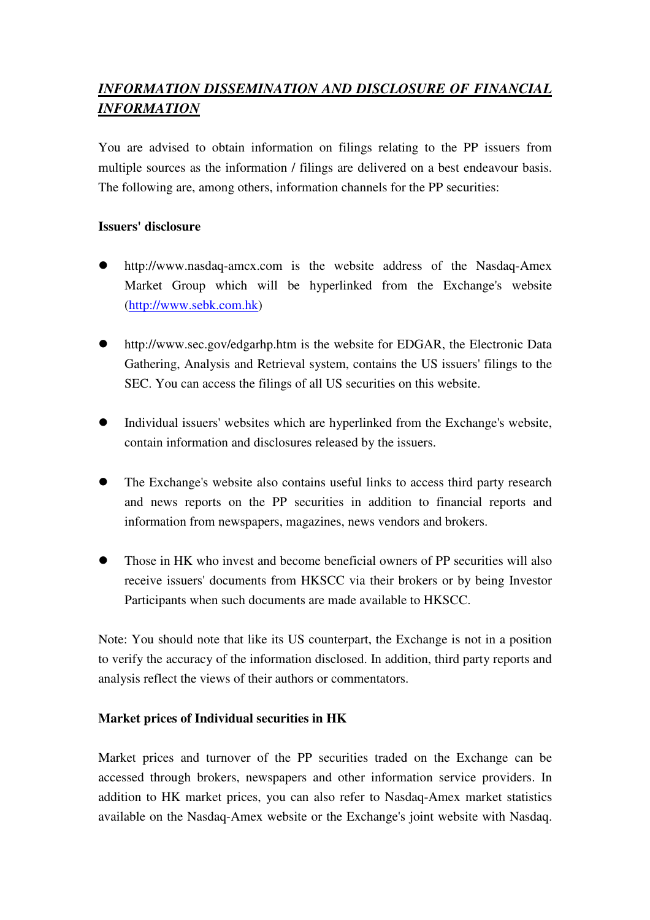# ***INFORMATION DISSEMINATION AND DISCLOSURE OF FINANCIAL INFORMATION***

You are advised to obtain information on filings relating to the PP issuers from multiple sources as the information / filings are delivered on a best endeavour basis. The following are, among others, information channels for the PP securities:

**Issuers' disclosure**

- http://www.nasdaq-amcx.com is the website address of the Nasdaq-Amex Market Group which will be hyperlinked from the Exchange's website (http://www.sebk.com.hk)
- http://www.sec.gov/edgarhp.htm is the website for EDGAR, the Electronic Data Gathering, Analysis and Retrieval system, contains the US issuers' filings to the SEC. You can access the filings of all US securities on this website.
- Individual issuers' websites which are hyperlinked from the Exchange's website, contain information and disclosures released by the issuers.
- The Exchange's website also contains useful links to access third party research and news reports on the PP securities in addition to financial reports and information from newspapers, magazines, news vendors and brokers.
- Those in HK who invest and become beneficial owners of PP securities will also receive issuers' documents from HKSCC via their brokers or by being Investor Participants when such documents are made available to HKSCC.

Note: You should note that like its US counterpart, the Exchange is not in a position to verify the accuracy of the information disclosed. In addition, third party reports and analysis reflect the views of their authors or commentators.

**Market prices of Individual securities in HK**

Market prices and turnover of the PP securities traded on the Exchange can be accessed through brokers, newspapers and other information service providers. In addition to HK market prices, you can also refer to Nasdaq-Amex market statistics available on the Nasdaq-Amex website or the Exchange's joint website with Nasdaq.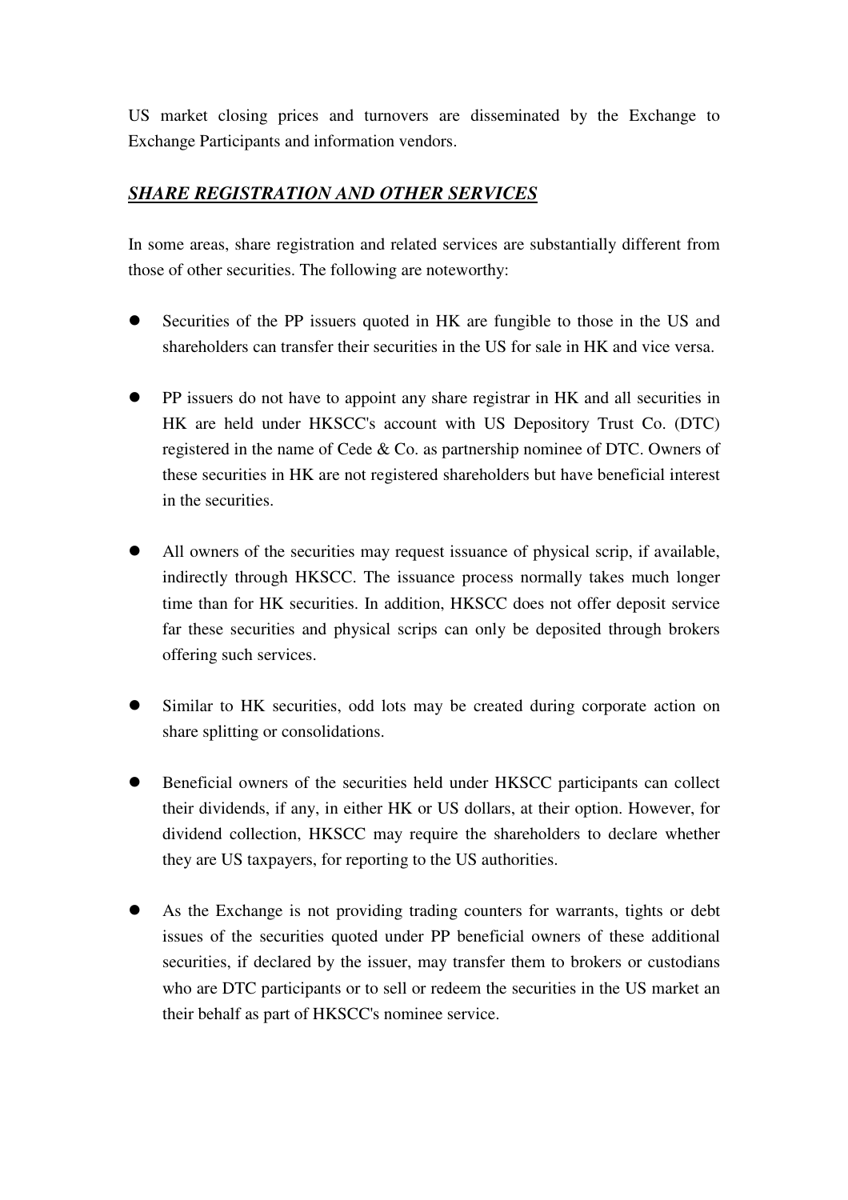US market closing prices and turnovers are disseminated by the Exchange to Exchange Participants and information vendors.

## ***SHARE REGISTRATION AND OTHER SERVICES***

In some areas, share registration and related services are substantially different from those of other securities. The following are noteworthy:

- Securities of the PP issuers quoted in HK are fungible to those in the US and shareholders can transfer their securities in the US for sale in HK and vice versa.

- PP issuers do not have to appoint any share registrar in HK and all securities in HK are held under HKSCC's account with US Depository Trust Co. (DTC) registered in the name of Cede & Co. as partnership nominee of DTC. Owners of these securities in HK are not registered shareholders but have beneficial interest in the securities.

- All owners of the securities may request issuance of physical scrip, if available, indirectly through HKSCC. The issuance process normally takes much longer time than for HK securities. In addition, HKSCC does not offer deposit service far these securities and physical scrips can only be deposited through brokers offering such services.

- Similar to HK securities, odd lots may be created during corporate action on share splitting or consolidations.

- Beneficial owners of the securities held under HKSCC participants can collect their dividends, if any, in either HK or US dollars, at their option. However, for dividend collection, HKSCC may require the shareholders to declare whether they are US taxpayers, for reporting to the US authorities.

- As the Exchange is not providing trading counters for warrants, tights or debt issues of the securities quoted under PP beneficial owners of these additional securities, if declared by the issuer, may transfer them to brokers or custodians who are DTC participants or to sell or redeem the securities in the US market an their behalf as part of HKSCC's nominee service.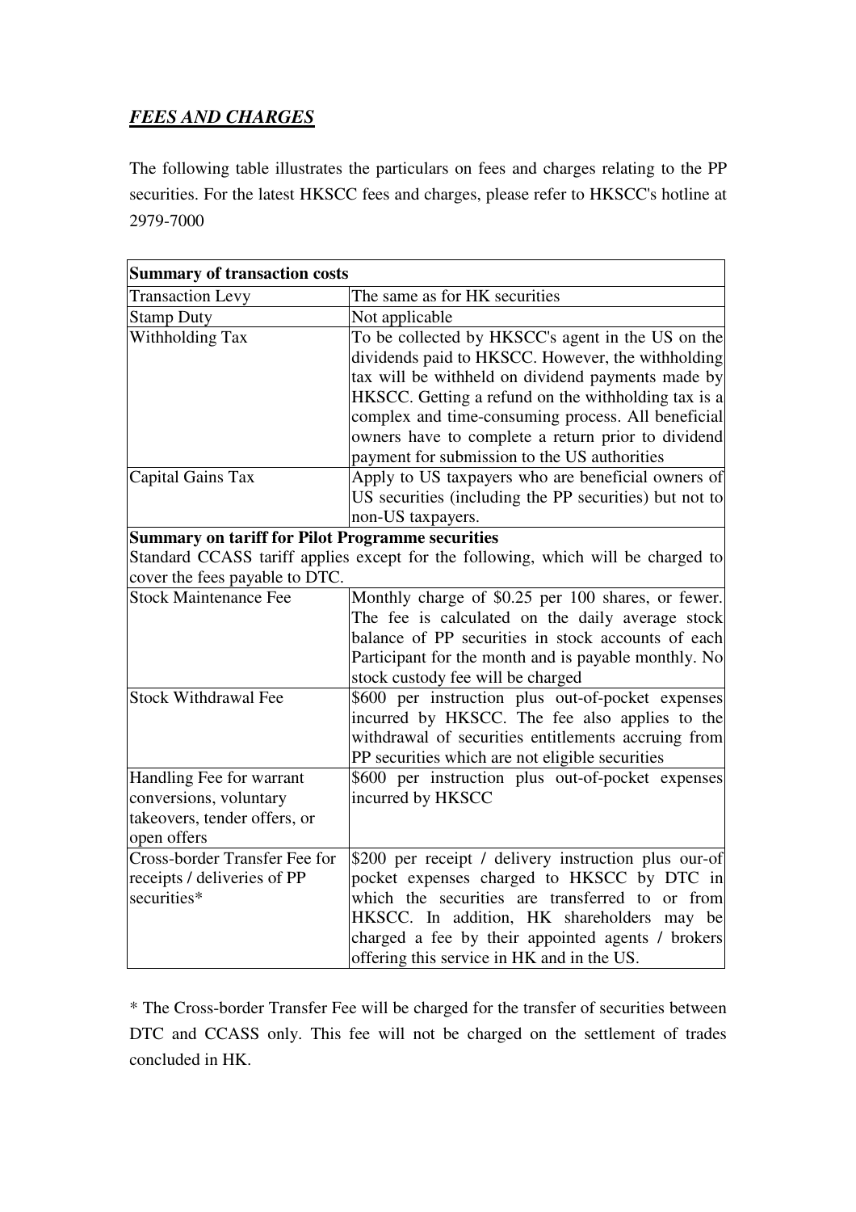## *FEES AND CHARGES*

The following table illustrates the particulars on fees and charges relating to the PP securities. For the latest HKSCC fees and charges, please refer to HKSCC's hotline at 2979-7000

| **Summary of transaction costs** | |
|---|---|
| Transaction Levy | The same as for HK securities |
| Stamp Duty | Not applicable |
| Withholding Tax | To be collected by HKSCC's agent in the US on the dividends paid to HKSCC. However, the withholding tax will be withheld on dividend payments made by HKSCC. Getting a refund on the withholding tax is a complex and time-consuming process. All beneficial owners have to complete a return prior to dividend payment for submission to the US authorities |
| Capital Gains Tax | Apply to US taxpayers who are beneficial owners of US securities (including the PP securities) but not to non-US taxpayers. |
| **Summary on tariff for Pilot Programme securities** | |
| Standard CCASS tariff applies except for the following, which will be charged to cover the fees payable to DTC. | |
| Stock Maintenance Fee | Monthly charge of \$0.25 per 100 shares, or fewer. The fee is calculated on the daily average stock balance of PP securities in stock accounts of each Participant for the month and is payable monthly. No stock custody fee will be charged |
| Stock Withdrawal Fee | \$600 per instruction plus out-of-pocket expenses incurred by HKSCC. The fee also applies to the withdrawal of securities entitlements accruing from PP securities which are not eligible securities |
| Handling Fee for warrant conversions, voluntary takeovers, tender offers, or open offers | \$600 per instruction plus out-of-pocket expenses incurred by HKSCC |
| Cross-border Transfer Fee for receipts / deliveries of PP securities* | \$200 per receipt / delivery instruction plus our-of pocket expenses charged to HKSCC by DTC in which the securities are transferred to or from HKSCC. In addition, HK shareholders may be charged a fee by their appointed agents / brokers offering this service in HK and in the US. |

* The Cross-border Transfer Fee will be charged for the transfer of securities between DTC and CCASS only. This fee will not be charged on the settlement of trades concluded in HK.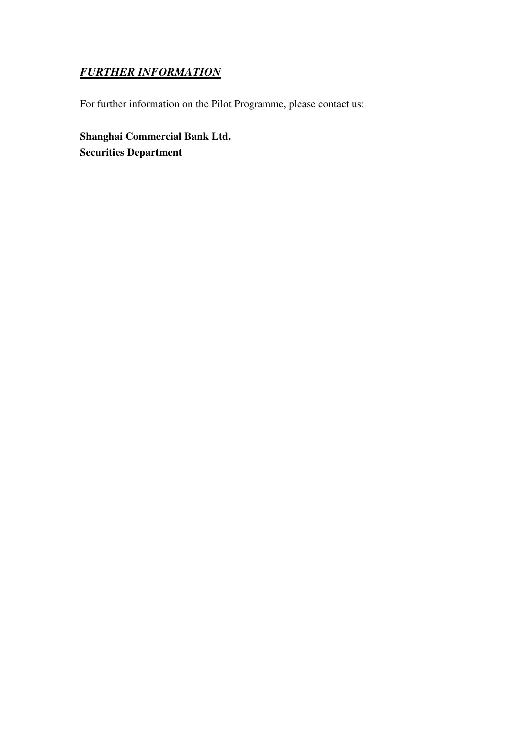## ***FURTHER INFORMATION***

For further information on the Pilot Programme, please contact us:

**Shanghai Commercial Bank Ltd.**
**Securities Department**